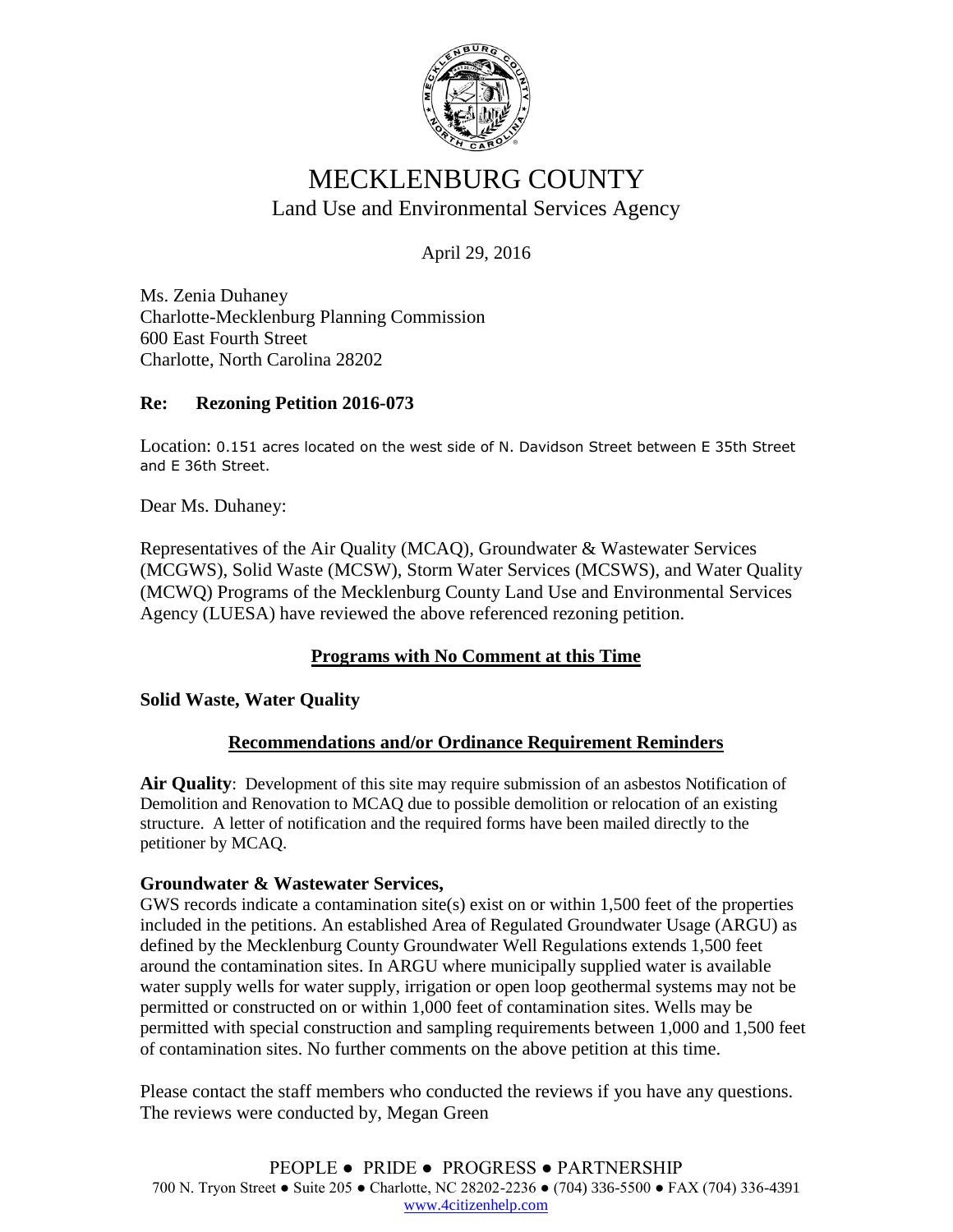# MECKLENBURG COUNTY

## Land Use and Environmental Services Agency

April 29, 2016

Ms. Zenia Duhaney
Charlotte-Mecklenburg Planning Commission
600 East Fourth Street
Charlotte, North Carolina 28202

**Re: Rezoning Petition 2016-073**

Location: 0.151 acres located on the west side of N. Davidson Street between E 35th Street and E 36th Street.

Dear Ms. Duhaney:

Representatives of the Air Quality (MCAQ), Groundwater & Wastewater Services (MCGWS), Solid Waste (MCSW), Storm Water Services (MCSWS), and Water Quality (MCWQ) Programs of the Mecklenburg County Land Use and Environmental Services Agency (LUESA) have reviewed the above referenced rezoning petition.

### Programs with No Comment at this Time

**Solid Waste, Water Quality**

### Recommendations and/or Ordinance Requirement Reminders

**Air Quality**: Development of this site may require submission of an asbestos Notification of Demolition and Renovation to MCAQ due to possible demolition or relocation of an existing structure. A letter of notification and the required forms have been mailed directly to the petitioner by MCAQ.

**Groundwater & Wastewater Services,**
GWS records indicate a contamination site(s) exist on or within 1,500 feet of the properties included in the petitions. An established Area of Regulated Groundwater Usage (ARGU) as defined by the Mecklenburg County Groundwater Well Regulations extends 1,500 feet around the contamination sites. In ARGU where municipally supplied water is available water supply wells for water supply, irrigation or open loop geothermal systems may not be permitted or constructed on or within 1,000 feet of contamination sites. Wells may be permitted with special construction and sampling requirements between 1,000 and 1,500 feet of contamination sites. No further comments on the above petition at this time.

Please contact the staff members who conducted the reviews if you have any questions. The reviews were conducted by, Megan Green

PEOPLE ● PRIDE ● PROGRESS ● PARTNERSHIP
700 N. Tryon Street ● Suite 205 ● Charlotte, NC 28202-2236 ● (704) 336-5500 ● FAX (704) 336-4391
www.4citizenhelp.com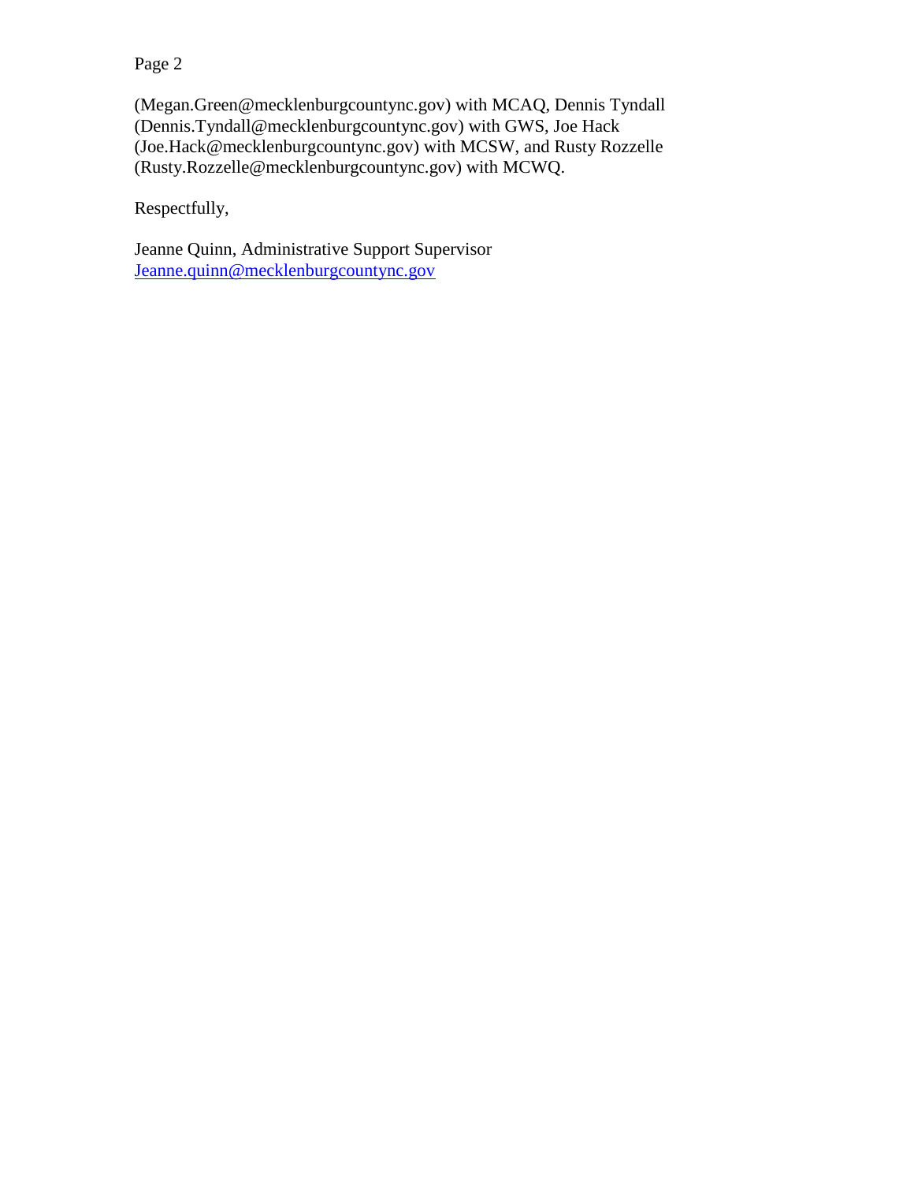(Megan.Green@mecklenburgcountync.gov) with MCAQ, Dennis Tyndall (Dennis.Tyndall@mecklenburgcountync.gov) with GWS, Joe Hack (Joe.Hack@mecklenburgcountync.gov) with MCSW, and Rusty Rozzelle (Rusty.Rozzelle@mecklenburgcountync.gov) with MCWQ.

Respectfully,

Jeanne Quinn, Administrative Support Supervisor
Jeanne.quinn@mecklenburgcountync.gov